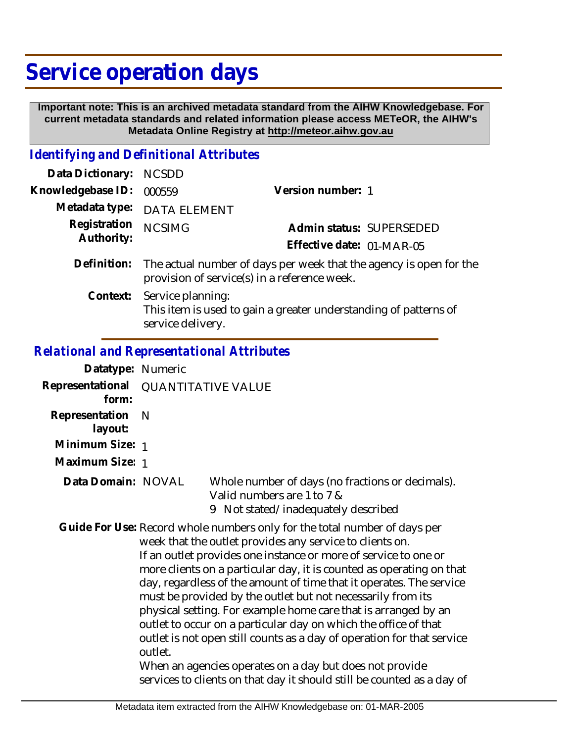# Service operation days

**Important note: This is an archived metadata standard from the AIHW Knowledgebase. For current metadata standards and related information please access METeOR, the AIHW's Metadata Online Registry at http://meteor.aihw.gov.au**

## *Identifying and Definitional Attributes*

**Data Dictionary:** NCSDD

**Knowledgebase ID:** 000559

**Version number:** 1

**Metadata type:** DATA ELEMENT

**Registration Authority:** NCSIMG

**Admin status:** SUPERSEDED

**Effective date:** 01-MAR-05

**Definition:** The actual number of days per week that the agency is open for the provision of service(s) in a reference week.

**Context:** Service planning:
This item is used to gain a greater understanding of patterns of service delivery.

## *Relational and Representational Attributes*

**Datatype:** Numeric

**Representational form:** QUANTITATIVE VALUE

**Representation layout:** N

**Minimum Size:** 1

**Maximum Size:** 1

**Data Domain:** NOVAL Whole number of days (no fractions or decimals).
Valid numbers are 1 to 7 &
9 Not stated/inadequately described

**Guide For Use:** Record whole numbers only for the total number of days per week that the outlet provides any service to clients on.
If an outlet provides one instance or more of service to one or more clients on a particular day, it is counted as operating on that day, regardless of the amount of time that it operates. The service must be provided by the outlet but not necessarily from its physical setting. For example home care that is arranged by an outlet to occur on a particular day on which the office of that outlet is not open still counts as a day of operation for that service outlet.
When an agencies operates on a day but does not provide services to clients on that day it should still be counted as a day of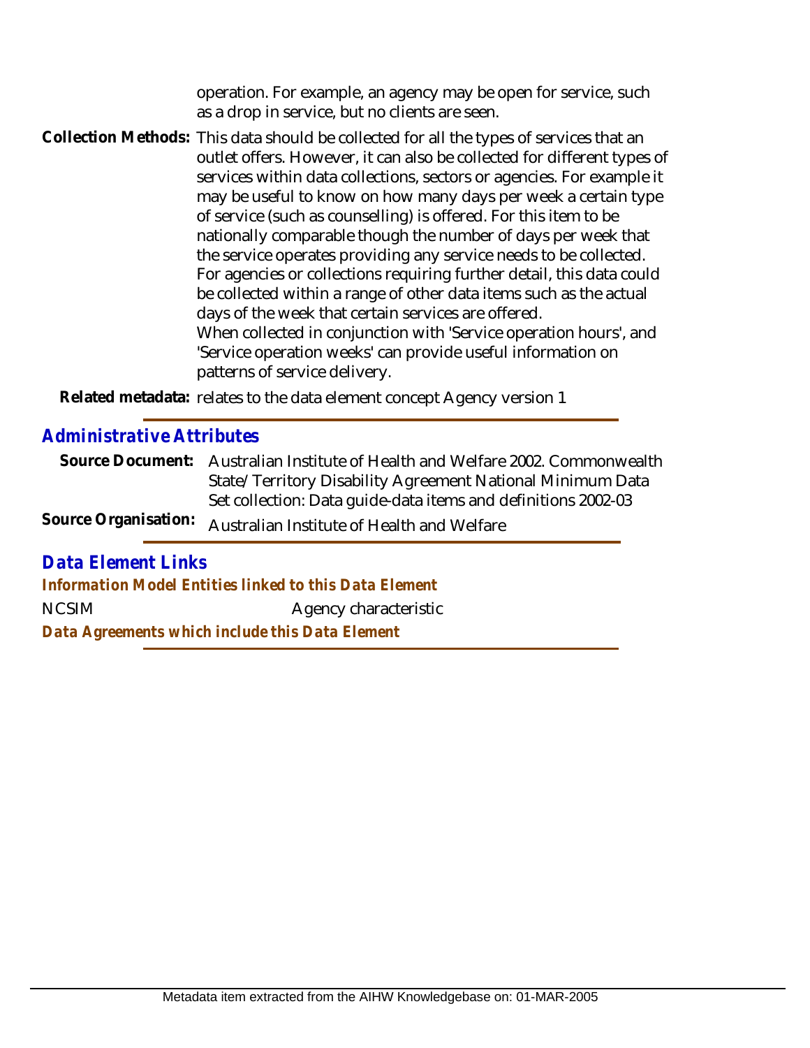operation. For example, an agency may be open for service, such as a drop in service, but no clients are seen.

**Collection Methods:** This data should be collected for all the types of services that an outlet offers. However, it can also be collected for different types of services within data collections, sectors or agencies. For example it may be useful to know on how many days per week a certain type of service (such as counselling) is offered. For this item to be nationally comparable though the number of days per week that the service operates providing any service needs to be collected. For agencies or collections requiring further detail, this data could be collected within a range of other data items such as the actual days of the week that certain services are offered.
When collected in conjunction with 'Service operation hours', and 'Service operation weeks' can provide useful information on patterns of service delivery.

**Related metadata:** relates to the data element concept Agency version 1

## Administrative Attributes

**Source Document:** Australian Institute of Health and Welfare 2002. Commonwealth State/Territory Disability Agreement National Minimum Data Set collection: Data guide-data items and definitions 2002-03

**Source Organisation:** Australian Institute of Health and Welfare

## Data Element Links

### Information Model Entities linked to this Data Element

NCSIM Agency characteristic

### Data Agreements which include this Data Element